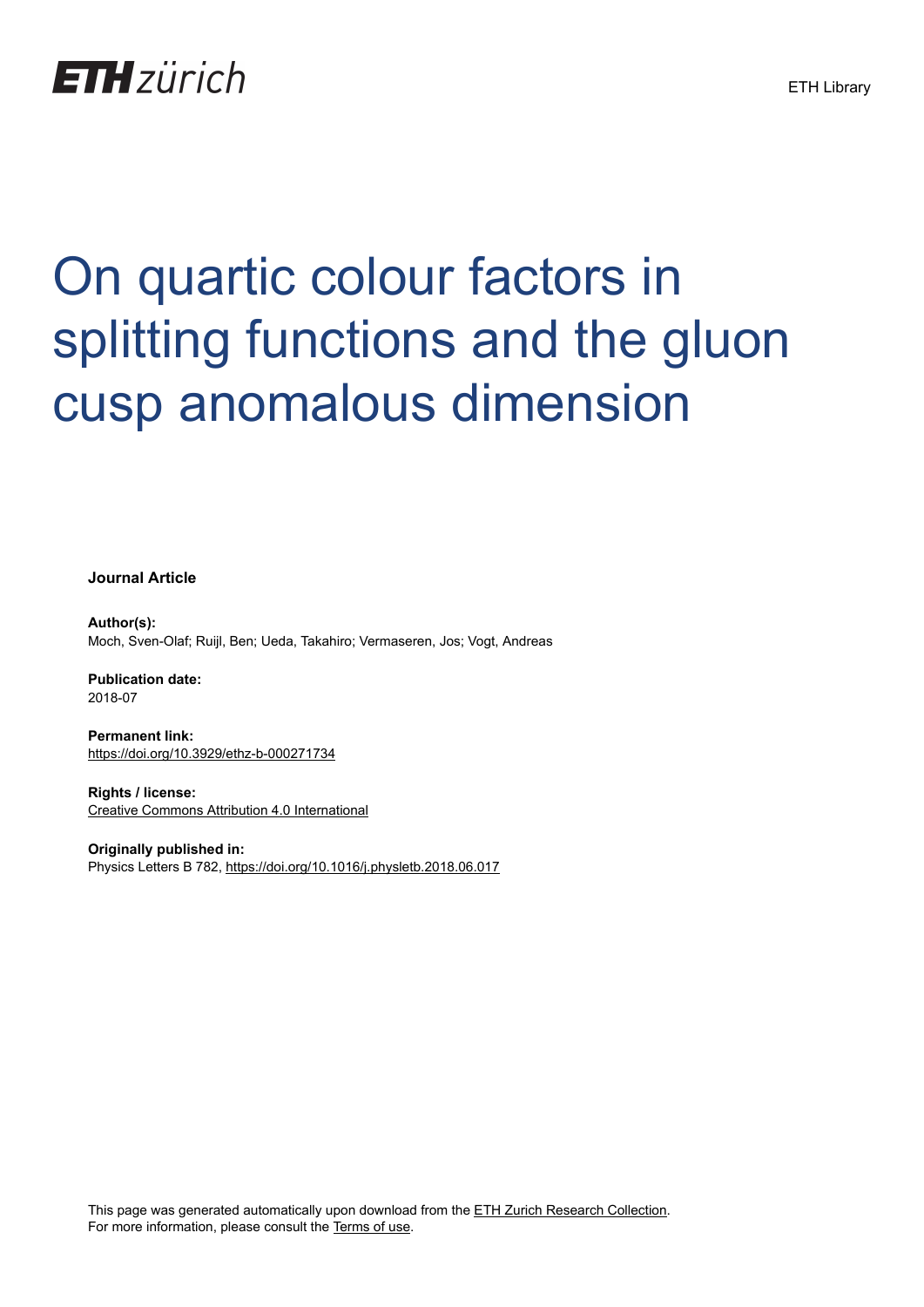ETH zürich

ETH Library

# On quartic colour factors in splitting functions and the gluon cusp anomalous dimension

**Journal Article**

**Author(s):**
Moch, Sven-Olaf; Ruijl, Ben; Ueda, Takahiro; Vermaseren, Jos; Vogt, Andreas

**Publication date:**
2018-07

**Permanent link:**
https://doi.org/10.3929/ethz-b-000271734

**Rights / license:**
Creative Commons Attribution 4.0 International

**Originally published in:**
Physics Letters B 782, https://doi.org/10.1016/j.physletb.2018.06.017

This page was generated automatically upon download from the ETH Zurich Research Collection.
For more information, please consult the Terms of use.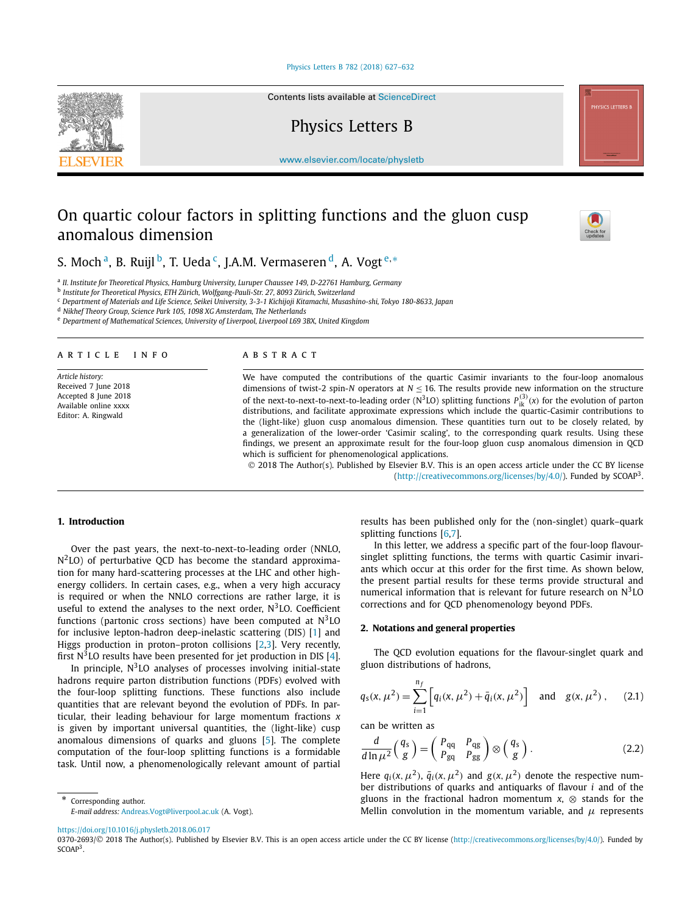# On quartic colour factors in splitting functions and the gluon cusp anomalous dimension

S. Moch [a], B. Ruijl [b], T. Ueda [c], J.A.M. Vermaseren [d], A. Vogt [e,*]

[a] II. Institute for Theoretical Physics, Hamburg University, Luruper Chaussee 149, D-22761 Hamburg, Germany
[b] Institute for Theoretical Physics, ETH Zürich, Wolfgang-Pauli-Str. 27, 8093 Zürich, Switzerland
[c] Department of Materials and Life Science, Seikei University, 3-3-1 Kichijoji Kitamachi, Musashino-shi, Tokyo 180-8633, Japan
[d] Nikhef Theory Group, Science Park 105, 1098 XG Amsterdam, The Netherlands
[e] Department of Mathematical Sciences, University of Liverpool, Liverpool L69 3BX, United Kingdom

## ARTICLE INFO

*Article history:*
Received 7 June 2018
Accepted 8 June 2018
Available online xxxx
Editor: A. Ringwald

## ABSTRACT

We have computed the contributions of the quartic Casimir invariants to the four-loop anomalous dimensions of twist-2 spin-$N$ operators at $N \leq 16$. The results provide new information on the structure of the next-to-next-to-next-to-leading order (N$^3$LO) splitting functions $P_{ik}^{(3)}(x)$ for the evolution of parton distributions, and facilitate approximate expressions which include the quartic-Casimir contributions to the (light-like) gluon cusp anomalous dimension. These quantities turn out to be closely related, by a generalization of the lower-order 'Casimir scaling', to the corresponding quark results. Using these findings, we present an approximate result for the four-loop gluon cusp anomalous dimension in QCD which is sufficient for phenomenological applications.

© 2018 The Author(s). Published by Elsevier B.V. This is an open access article under the CC BY license (http://creativecommons.org/licenses/by/4.0/). Funded by SCOAP[3].

## 1. Introduction

Over the past years, the next-to-next-to-leading order (NNLO, N$^2$LO) of perturbative QCD has become the standard approximation for many hard-scattering processes at the LHC and other high-energy colliders. In certain cases, e.g., when a very high accuracy is required or when the NNLO corrections are rather large, it is useful to extend the analyses to the next order, N$^3$LO. Coefficient functions (partonic cross sections) have been computed at N$^3$LO for inclusive lepton-hadron deep-inelastic scattering (DIS) [1] and Higgs production in proton–proton collisions [2,3]. Very recently, first N$^3$LO results have been presented for jet production in DIS [4].

In principle, N$^3$LO analyses of processes involving initial-state hadrons require parton distribution functions (PDFs) evolved with the four-loop splitting functions. These functions also include quantities that are relevant beyond the evolution of PDFs. In particular, their leading behaviour for large momentum fractions $x$ is given by important universal quantities, the (light-like) cusp anomalous dimensions of quarks and gluons [5]. The complete computation of the four-loop splitting functions is a formidable task. Until now, a phenomenologically relevant amount of partial results has been published only for the (non-singlet) quark–quark splitting functions [6,7].

In this letter, we address a specific part of the four-loop flavour-singlet splitting functions, the terms with quartic Casimir invariants which occur at this order for the first time. As shown below, the present partial results for these terms provide structural and numerical information that is relevant for future research on N$^3$LO corrections and for QCD phenomenology beyond PDFs.

## 2. Notations and general properties

The QCD evolution equations for the flavour-singlet quark and gluon distributions of hadrons,

$$q_s(x,\mu^2) = \sum_{i=1}^{n_f} \left[ q_i(x,\mu^2) + \bar{q}_i(x,\mu^2) \right] \quad \text{and} \quad g(x,\mu^2) \,, \tag{2.1}$$

can be written as

$$\frac{d}{d\ln\mu^2} \begin{pmatrix} q_s \\ g \end{pmatrix} = \begin{pmatrix} P_{qq} & P_{qg} \\ P_{gq} & P_{gg} \end{pmatrix} \otimes \begin{pmatrix} q_s \\ g \end{pmatrix} . \tag{2.2}$$

Here $q_i(x,\mu^2)$, $\bar{q}_i(x,\mu^2)$ and $g(x,\mu^2)$ denote the respective number distributions of quarks and antiquarks of flavour $i$ and of the gluons in the fractional hadron momentum $x$, $\otimes$ stands for the Mellin convolution in the momentum variable, and $\mu$ represents

\* Corresponding author.
*E-mail address:* Andreas.Vogt@liverpool.ac.uk (A. Vogt).

https://doi.org/10.1016/j.physletb.2018.06.017
0370-2693/© 2018 The Author(s). Published by Elsevier B.V. This is an open access article under the CC BY license (http://creativecommons.org/licenses/by/4.0/). Funded by SCOAP[3].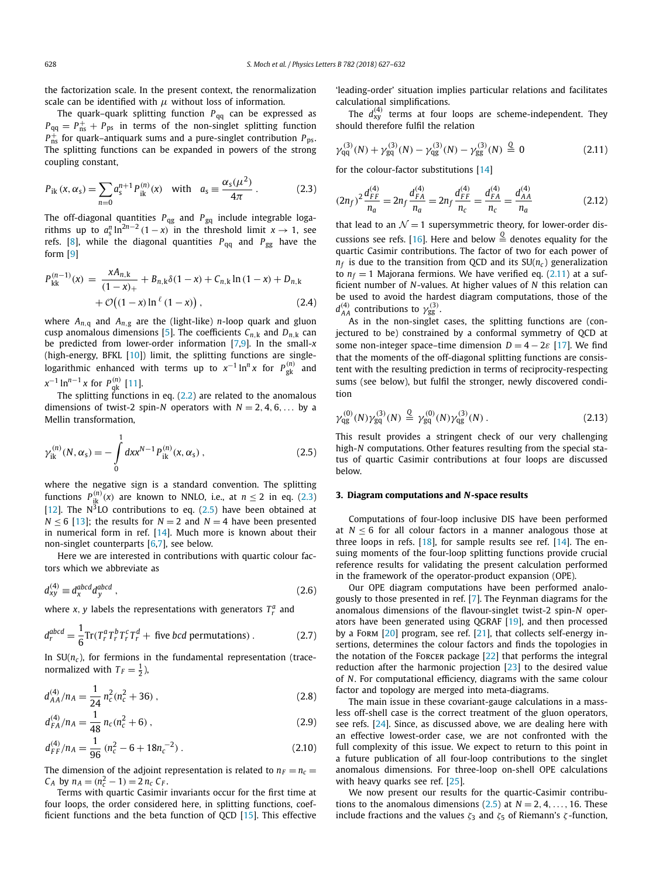the factorization scale. In the present context, the renormalization scale can be identified with $\mu$ without loss of information.

The quark–quark splitting function $P_{\rm qq}$ can be expressed as $P_{\rm qq} = P_{\rm ns}^{+} + P_{\rm ps}$ in terms of the non-singlet splitting function $P_{\rm ns}^{+}$ for quark–antiquark sums and a pure-singlet contribution $P_{\rm ps}$. The splitting functions can be expanded in powers of the strong coupling constant,

$$P_{\rm ik}\,(x, \alpha_{\rm s}) = \sum_{n=0} a_{\rm s}^{n+1} P_{\rm ik}^{(n)}(x) \quad \text{with} \quad a_{\rm s} \equiv \frac{\alpha_{\rm s}(\mu^2)}{4\pi}\,. \tag{2.3}$$

The off-diagonal quantities $P_{\rm qg}$ and $P_{\rm gq}$ include integrable logarithms up to $a_{\rm s}^n \ln^{2n-2}(1-x)$ in the threshold limit $x \to 1$, see refs. [8], while the diagonal quantities $P_{\rm qq}$ and $P_{\rm gg}$ have the form [9]

$$\begin{aligned} P_{\rm kk}^{(n-1)}(x) \;=\; & \frac{x A_{n,\rm k}}{(1-x)_+} + B_{n,\rm k}\delta(1-x) + C_{n,\rm k} \ln(1-x) + D_{n,\rm k} \\ & + \mathcal{O}\big((1-x)\ln^{\ell}(1-x)\big)\,, \end{aligned} \tag{2.4}$$

where $A_{n,\rm q}$ and $A_{n,\rm g}$ are the (light-like) $n$-loop quark and gluon cusp anomalous dimensions [5]. The coefficients $C_{n,\rm k}$ and $D_{n,\rm k}$ can be predicted from lower-order information [7,9]. In the small-$x$ (high-energy, BFKL [10]) limit, the splitting functions are single-logarithmic enhanced with terms up to $x^{-1}\ln^n x$ for $P_{\rm gk}^{(n)}$ and $x^{-1}\ln^{n-1} x$ for $P_{\rm qk}^{(n)}$ [11].

The splitting functions in eq. (2.2) are related to the anomalous dimensions of twist-2 spin-$N$ operators with $N = 2, 4, 6, \ldots$ by a Mellin transformation,

$$\gamma_{\rm ik}^{(n)}(N, \alpha_{\rm s}) = -\int_0^1 dx\, x^{N-1} P_{\rm ik}^{(n)}(x, \alpha_{\rm s})\,, \tag{2.5}$$

where the negative sign is a standard convention. The splitting functions $P_{\rm ik}^{(n)}(x)$ are known to NNLO, i.e., at $n \le 2$ in eq. (2.3) [12]. The N$^3$LO contributions to eq. (2.5) have been obtained at $N \le 6$ [13]; the results for $N = 2$ and $N = 4$ have been presented in numerical form in ref. [14]. Much more is known about their non-singlet counterparts [6,7], see below.

Here we are interested in contributions with quartic colour factors which we abbreviate as

$$d_{xy}^{(4)} \equiv d_x^{abcd} d_y^{abcd}\,, \tag{2.6}$$

where $x, y$ labels the representations with generators $T_r^a$ and

$$d_r^{abcd} = \frac{1}{6}{\rm Tr}(T_r^a T_r^b T_r^c T_r^d + \text{ five } bcd \text{ permutations})\,. \tag{2.7}$$

In SU($n_c$), for fermions in the fundamental representation (trace-normalized with $T_F = \frac{1}{2}$),

$$d_{AA}^{(4)}/n_A = \frac{1}{24}\, n_c^2(n_c^2 + 36)\,, \tag{2.8}$$

$$d_{FA}^{(4)}/n_A = \frac{1}{48}\, n_c(n_c^2 + 6)\,, \tag{2.9}$$

$$d_{FF}^{(4)}/n_A = \frac{1}{96}\,(n_c^2 - 6 + 18 n_c^{-2})\,. \tag{2.10}$$

The dimension of the adjoint representation is related to $n_F = n_c = C_A$ by $n_A = (n_c^2 - 1) = 2\, n_c\, C_F$.

Terms with quartic Casimir invariants occur for the first time at four loops, the order considered here, in splitting functions, coefficient functions and the beta function of QCD [15]. This effective 'leading-order' situation implies particular relations and facilitates calculational simplifications.

The $d_{xy}^{(4)}$ terms at four loops are scheme-independent. They should therefore fulfil the relation

$$\gamma_{\rm qq}^{(3)}(N) + \gamma_{\rm gq}^{(3)}(N) - \gamma_{\rm qg}^{(3)}(N) - \gamma_{\rm gg}^{(3)}(N) \overset{Q}{=} 0 \tag{2.11}$$

for the colour-factor substitutions [14]

$$(2n_f)^2 \frac{d_{FF}^{(4)}}{n_a} = 2n_f \frac{d_{FA}^{(4)}}{n_a} = 2n_f \frac{d_{FF}^{(4)}}{n_c} = \frac{d_{FA}^{(4)}}{n_c} = \frac{d_{AA}^{(4)}}{n_a} \tag{2.12}$$

that lead to an $\mathcal{N} = 1$ supersymmetric theory, for lower-order discussions see refs. [16]. Here and below $\overset{Q}{=}$ denotes equality for the quartic Casimir contributions. The factor of two for each power of $n_f$ is due to the transition from QCD and its SU($n_c$) generalization to $n_f = 1$ Majorana fermions. We have verified eq. (2.11) at a sufficient number of $N$-values. At higher values of $N$ this relation can be used to avoid the hardest diagram computations, those of the $d_{AA}^{(4)}$ contributions to $\gamma_{\rm gg}^{(3)}$.

As in the non-singlet cases, the splitting functions are (conjectured to be) constrained by a conformal symmetry of QCD at some non-integer space–time dimension $D = 4 - 2\varepsilon$ [17]. We find that the moments of the off-diagonal splitting functions are consistent with the resulting prediction in terms of reciprocity-respecting sums (see below), but fulfil the stronger, newly discovered condition

$$\gamma_{\rm qg}^{(0)}(N)\gamma_{\rm gq}^{(3)}(N) \overset{Q}{=} \gamma_{\rm gq}^{(0)}(N)\gamma_{\rm qg}^{(3)}(N)\,. \tag{2.13}$$

This result provides a stringent check of our very challenging high-$N$ computations. Other features resulting from the special status of quartic Casimir contributions at four loops are discussed below.

## 3. Diagram computations and N-space results

Computations of four-loop inclusive DIS have been performed at $N \le 6$ for all colour factors in a manner analogous those at three loops in refs. [18], for sample results see ref. [14]. The ensuing moments of the four-loop splitting functions provide crucial reference results for validating the present calculation performed in the framework of the operator-product expansion (OPE).

Our OPE diagram computations have been performed analogously to those presented in ref. [7]. The Feynman diagrams for the anomalous dimensions of the flavour-singlet twist-2 spin-$N$ operators have been generated using QGRAF [19], and then processed by a FORM [20] program, see ref. [21], that collects self-energy insertions, determines the colour factors and finds the topologies in the notation of the FORCER package [22] that performs the integral reduction after the harmonic projection [23] to the desired value of $N$. For computational efficiency, diagrams with the same colour factor and topology are merged into meta-diagrams.

The main issue in these covariant-gauge calculations in a massless off-shell case is the correct treatment of the gluon operators, see refs. [24]. Since, as discussed above, we are dealing here with an effective lowest-order case, we are not confronted with the full complexity of this issue. We expect to return to this point in a future publication of all four-loop contributions to the singlet anomalous dimensions. For three-loop on-shell OPE calculations with heavy quarks see ref. [25].

We now present our results for the quartic-Casimir contributions to the anomalous dimensions (2.5) at $N = 2, 4, \ldots, 16$. These include fractions and the values $\zeta_3$ and $\zeta_5$ of Riemann's $\zeta$-function,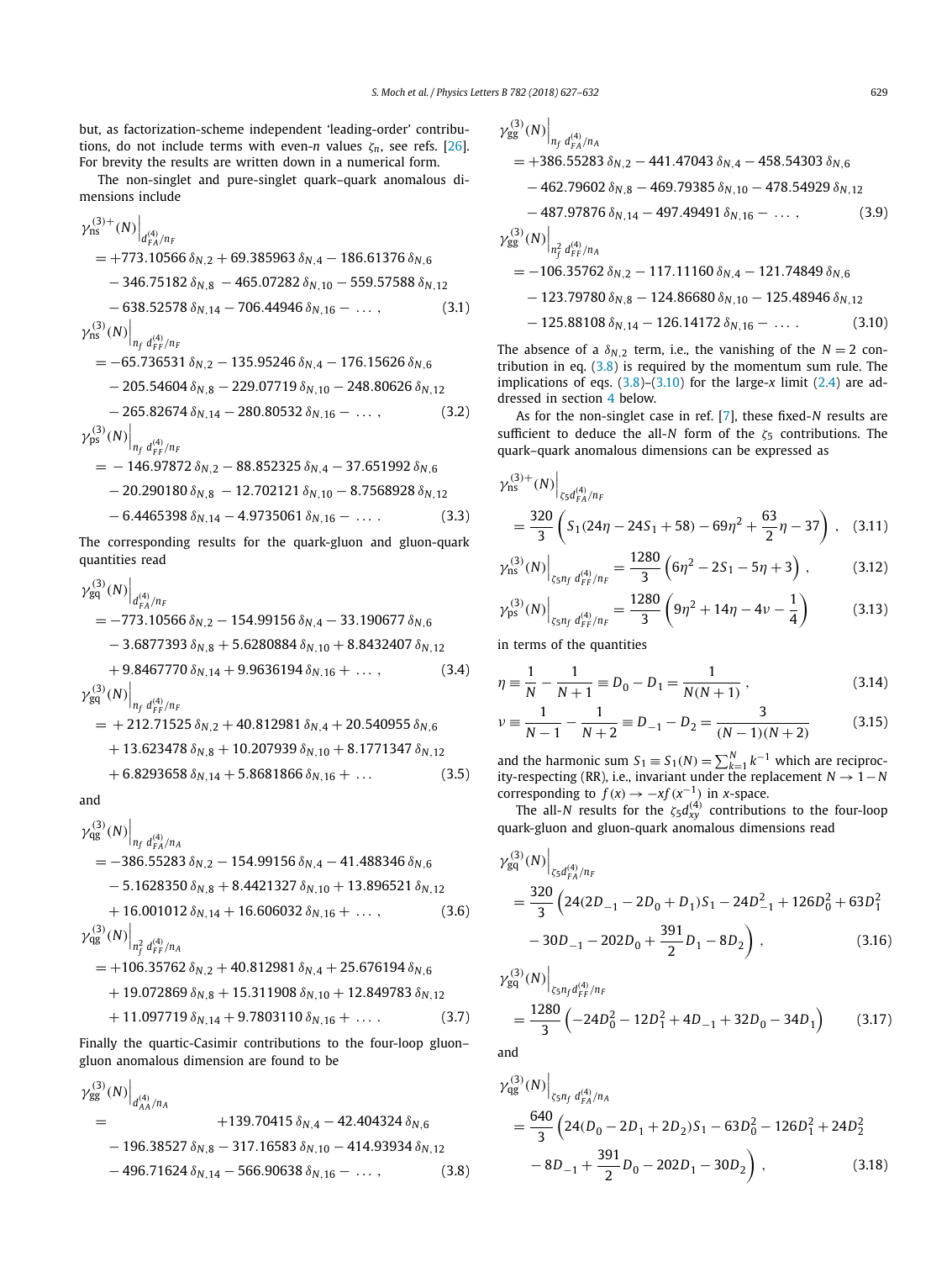but, as factorization-scheme independent 'leading-order' contributions, do not include terms with even-$n$ values $\zeta_n$, see refs. [26]. For brevity the results are written down in a numerical form.

The non-singlet and pure-singlet quark–quark anomalous dimensions include

$$\gamma_{\rm ns}^{(3)+}(N)\Big|_{d_{FA}^{(4)}/n_F} = +773.10566\,\delta_{N,2} + 69.385963\,\delta_{N,4} - 186.61376\,\delta_{N,6} - 346.75182\,\delta_{N,8} - 465.07282\,\delta_{N,10} - 559.57588\,\delta_{N,12} - 638.52578\,\delta_{N,14} - 706.44946\,\delta_{N,16} - \ldots\,, \tag{3.1}$$

$$\gamma_{\rm ns}^{(3)}(N)\Big|_{n_f\, d_{FF}^{(4)}/n_F} = -65.736531\,\delta_{N,2} - 135.95246\,\delta_{N,4} - 176.15626\,\delta_{N,6} - 205.54604\,\delta_{N,8} - 229.07719\,\delta_{N,10} - 248.80626\,\delta_{N,12} - 265.82674\,\delta_{N,14} - 280.80532\,\delta_{N,16} - \ldots\,, \tag{3.2}$$

$$\gamma_{\rm ps}^{(3)}(N)\Big|_{n_f\, d_{FF}^{(4)}/n_F} = -146.97872\,\delta_{N,2} - 88.852325\,\delta_{N,4} - 37.651992\,\delta_{N,6} - 20.290180\,\delta_{N,8} - 12.702121\,\delta_{N,10} - 8.7568928\,\delta_{N,12} - 6.4465398\,\delta_{N,14} - 4.9735061\,\delta_{N,16} - \ldots\,. \tag{3.3}$$

The corresponding results for the quark-gluon and gluon-quark quantities read

$$\gamma_{\rm gq}^{(3)}(N)\Big|_{d_{FA}^{(4)}/n_F} = -773.10566\,\delta_{N,2} - 154.99156\,\delta_{N,4} - 33.190677\,\delta_{N,6} - 3.6877393\,\delta_{N,8} + 5.6280884\,\delta_{N,10} + 8.8432407\,\delta_{N,12} + 9.8467770\,\delta_{N,14} + 9.9636194\,\delta_{N,16} + \ldots\,, \tag{3.4}$$

$$\gamma_{\rm gq}^{(3)}(N)\Big|_{n_f\, d_{FF}^{(4)}/n_F} = +212.71525\,\delta_{N,2} + 40.812981\,\delta_{N,4} + 20.540955\,\delta_{N,6} + 13.623478\,\delta_{N,8} + 10.207939\,\delta_{N,10} + 8.1771347\,\delta_{N,12} + 6.8293658\,\delta_{N,14} + 5.8681866\,\delta_{N,16} + \ldots \tag{3.5}$$

and

$$\gamma_{\rm qg}^{(3)}(N)\Big|_{n_f\, d_{FA}^{(4)}/n_A} = -386.55283\,\delta_{N,2} - 154.99156\,\delta_{N,4} - 41.488346\,\delta_{N,6} - 5.1628350\,\delta_{N,8} + 8.4421327\,\delta_{N,10} + 13.896521\,\delta_{N,12} + 16.001012\,\delta_{N,14} + 16.606032\,\delta_{N,16} + \ldots\,, \tag{3.6}$$

$$\gamma_{\rm qg}^{(3)}(N)\Big|_{n_f^2\, d_{FF}^{(4)}/n_A} = +106.35762\,\delta_{N,2} + 40.812981\,\delta_{N,4} + 25.676194\,\delta_{N,6} + 19.072869\,\delta_{N,8} + 15.311908\,\delta_{N,10} + 12.849783\,\delta_{N,12} + 11.097719\,\delta_{N,14} + 9.7803110\,\delta_{N,16} + \ldots\,. \tag{3.7}$$

Finally the quartic-Casimir contributions to the four-loop gluon–gluon anomalous dimension are found to be

$$\gamma_{\rm gg}^{(3)}(N)\Big|_{d_{AA}^{(4)}/n_A} = +139.70415\,\delta_{N,4} - 42.404324\,\delta_{N,6} - 196.38527\,\delta_{N,8} - 317.16583\,\delta_{N,10} - 414.93934\,\delta_{N,12} - 496.71624\,\delta_{N,14} - 566.90638\,\delta_{N,16} - \ldots\,, \tag{3.8}$$

$$\gamma_{\rm gg}^{(3)}(N)\Big|_{n_f\, d_{FA}^{(4)}/n_A} = +386.55283\,\delta_{N,2} - 441.47043\,\delta_{N,4} - 458.54303\,\delta_{N,6} - 462.79602\,\delta_{N,8} - 469.79385\,\delta_{N,10} - 478.54929\,\delta_{N,12} - 487.97876\,\delta_{N,14} - 497.49491\,\delta_{N,16} - \ldots\,, \tag{3.9}$$

$$\gamma_{\rm gg}^{(3)}(N)\Big|_{n_f^2\, d_{FF}^{(4)}/n_A} = -106.35762\,\delta_{N,2} - 117.11160\,\delta_{N,4} - 121.74849\,\delta_{N,6} - 123.79780\,\delta_{N,8} - 124.86680\,\delta_{N,10} - 125.48946\,\delta_{N,12} - 125.88108\,\delta_{N,14} - 126.14172\,\delta_{N,16} - \ldots\,. \tag{3.10}$$

The absence of a $\delta_{N,2}$ term, i.e., the vanishing of the $N=2$ contribution in eq. (3.8) is required by the momentum sum rule. The implications of eqs. (3.8)–(3.10) for the large-$x$ limit (2.4) are addressed in section 4 below.

As for the non-singlet case in ref. [7], these fixed-$N$ results are sufficient to deduce the all-$N$ form of the $\zeta_5$ contributions. The quark–quark anomalous dimensions can be expressed as

$$\gamma_{\rm ns}^{(3)+}(N)\Big|_{\zeta_5 d_{FA}^{(4)}/n_F} = \frac{320}{3}\left(S_1(24\eta - 24S_1 + 58) - 69\eta^2 + \frac{63}{2}\eta - 37\right)\,, \tag{3.11}$$

$$\gamma_{\rm ns}^{(3)}(N)\Big|_{\zeta_5 n_f\, d_{FF}^{(4)}/n_F} = \frac{1280}{3}\left(6\eta^2 - 2S_1 - 5\eta + 3\right)\,, \tag{3.12}$$

$$\gamma_{\rm ps}^{(3)}(N)\Big|_{\zeta_5 n_f\, d_{FF}^{(4)}/n_F} = \frac{1280}{3}\left(9\eta^2 + 14\eta - 4\nu - \frac{1}{4}\right) \tag{3.13}$$

in terms of the quantities

$$\eta \equiv \frac{1}{N} - \frac{1}{N+1} \equiv D_0 - D_1 = \frac{1}{N(N+1)}\,, \tag{3.14}$$

$$\nu \equiv \frac{1}{N-1} - \frac{1}{N+2} \equiv D_{-1} - D_2 = \frac{3}{(N-1)(N+2)} \tag{3.15}$$

and the harmonic sum $S_1 \equiv S_1(N) = \sum_{k=1}^{N} k^{-1}$ which are reciprocity-respecting (RR), i.e., invariant under the replacement $N \to 1-N$ corresponding to $f(x) \to -xf(x^{-1})$ in $x$-space.

The all-$N$ results for the $\zeta_5 d_{xy}^{(4)}$ contributions to the four-loop quark-gluon and gluon-quark anomalous dimensions read

$$\gamma_{\rm gq}^{(3)}(N)\Big|_{\zeta_5 d_{FA}^{(4)}/n_F} = \frac{320}{3}\Big(24(2D_{-1} - 2D_0 + D_1)S_1 - 24D_{-1}^2 + 126D_0^2 + 63D_1^2 - 30D_{-1} - 202D_0 + \frac{391}{2}D_1 - 8D_2\Big)\,, \tag{3.16}$$

$$\gamma_{\rm gq}^{(3)}(N)\Big|_{\zeta_5 n_f\, d_{FF}^{(4)}/n_F} = \frac{1280}{3}\left(-24D_0^2 - 12D_1^2 + 4D_{-1} + 32D_0 - 34D_1\right) \tag{3.17}$$

and

$$\gamma_{\rm qg}^{(3)}(N)\Big|_{\zeta_5 n_f\, d_{FA}^{(4)}/n_A} = \frac{640}{3}\Big(24(D_0 - 2D_1 + 2D_2)S_1 - 63D_0^2 - 126D_1^2 + 24D_2^2 - 8D_{-1} + \frac{391}{2}D_0 - 202D_1 - 30D_2\Big)\,, \tag{3.18}$$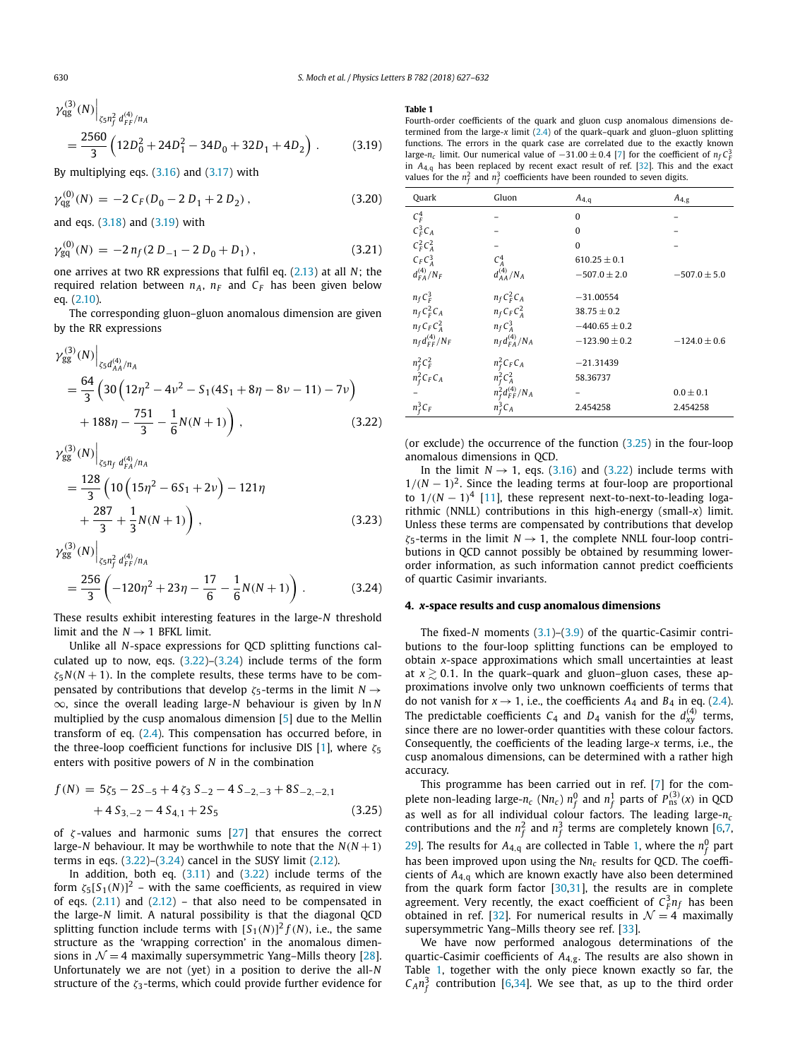$$\gamma_{\rm qg}^{(3)}(N)\Big|_{\zeta_5 n_f^2\, d_{FF}^{(4)}/n_A}$$

$$= \frac{2560}{3}\left(12D_0^2 + 24D_1^2 - 34D_0 + 32D_1 + 4D_2\right) . \tag{3.19}$$

By multiplying eqs. (3.16) and (3.17) with

$$\gamma_{\rm qg}^{(0)}(N) = -2\,C_F(D_0 - 2\,D_1 + 2\,D_2) , \tag{3.20}$$

and eqs. (3.18) and (3.19) with

$$\gamma_{\rm gq}^{(0)}(N) = -2\,n_f(2\,D_{-1} - 2\,D_0 + D_1) , \tag{3.21}$$

one arrives at two RR expressions that fulfil eq. (2.13) at all $N$; the required relation between $n_A$, $n_F$ and $C_F$ has been given below eq. (2.10).

The corresponding gluon–gluon anomalous dimension are given by the RR expressions

$$\gamma_{\rm gg}^{(3)}(N)\Big|_{\zeta_5 d_{AA}^{(4)}/n_A}$$

$$= \frac{64}{3}\left(30\left(12\eta^2 - 4\nu^2 - S_1(4S_1 + 8\eta - 8\nu - 11) - 7\nu\right) + 188\eta - \frac{751}{3} - \frac{1}{6}N(N+1)\right) , \tag{3.22}$$

$$\gamma_{\rm gg}^{(3)}(N)\Big|_{\zeta_5 n_f\, d_{FA}^{(4)}/n_A}$$

$$= \frac{128}{3}\left(10\left(15\eta^2 - 6S_1 + 2\nu\right) - 121\eta + \frac{287}{3} + \frac{1}{3}N(N+1)\right) , \tag{3.23}$$

$$\gamma_{\rm gg}^{(3)}(N)\Big|_{\zeta_5 n_f^2\, d_{FF}^{(4)}/n_A}$$

$$= \frac{256}{3}\left(-120\eta^2 + 23\eta - \frac{17}{6} - \frac{1}{6}N(N+1)\right) . \tag{3.24}$$

These results exhibit interesting features in the large-$N$ threshold limit and the $N \to 1$ BFKL limit.

Unlike all $N$-space expressions for QCD splitting functions calculated up to now, eqs. (3.22)–(3.24) include terms of the form $\zeta_5 N(N+1)$. In the complete results, these terms have to be compensated by contributions that develop $\zeta_5$-terms in the limit $N \to \infty$, since the overall leading large-$N$ behaviour is given by $\ln N$ multiplied by the cusp anomalous dimension [5] due to the Mellin transform of eq. (2.4). This compensation has occurred before, in the three-loop coefficient functions for inclusive DIS [1], where $\zeta_5$ enters with positive powers of $N$ in the combination

$$f(N) = 5\zeta_5 - 2S_{-5} + 4\,\zeta_3\, S_{-2} - 4\,S_{-2,-3} + 8S_{-2,-2,1} + 4\,S_{3,-2} - 4\,S_{4,1} + 2S_5 \tag{3.25}$$

of $\zeta$-values and harmonic sums [27] that ensures the correct large-$N$ behaviour. It may be worthwhile to note that the $N(N+1)$ terms in eqs. (3.22)–(3.24) cancel in the SUSY limit (2.12).

In addition, both eq. (3.11) and (3.22) include terms of the form $\zeta_5[S_1(N)]^2$ – with the same coefficients, as required in view of eqs. (2.11) and (2.12) – that also need to be compensated in the large-$N$ limit. A natural possibility is that the diagonal QCD splitting function include terms with $[S_1(N)]^2 f(N)$, i.e., the same structure as the 'wrapping correction' in the anomalous dimensions in $\mathcal{N} = 4$ maximally supersymmetric Yang–Mills theory [28]. Unfortunately we are not (yet) in a position to derive the all-$N$ structure of the $\zeta_3$-terms, which could provide further evidence for (or exclude) the occurrence of the function (3.25) in the four-loop anomalous dimensions in QCD.

In the limit $N \to 1$, eqs. (3.16) and (3.22) include terms with $1/(N-1)^2$. Since the leading terms at four-loop are proportional to $1/(N-1)^4$ [11], these represent next-to-next-to-leading logarithmic (NNLL) contributions in this high-energy (small-$x$) limit. Unless these terms are compensated by contributions that develop $\zeta_5$-terms in the limit $N \to 1$, the complete NNLL four-loop contributions in QCD cannot possibly be obtained by resumming lower-order information, as such information cannot predict coefficients of quartic Casimir invariants.

## 4. x-space results and cusp anomalous dimensions

The fixed-$N$ moments (3.1)–(3.9) of the quartic-Casimir contributions to the four-loop splitting functions can be employed to obtain $x$-space approximations which small uncertainties at least at $x \gtrsim 0.1$. In the quark–quark and gluon–gluon cases, these approximations involve only two unknown coefficients of terms that do not vanish for $x \to 1$, i.e., the coefficients $A_4$ and $B_4$ in eq. (2.4). The predictable coefficients $C_4$ and $D_4$ vanish for the $d_{xy}^{(4)}$ terms, since there are no lower-order quantities with these colour factors. Consequently, the coefficients of the leading large-$x$ terms, i.e., the cusp anomalous dimensions, can be determined with a rather high accuracy.

This programme has been carried out in ref. [7] for the complete non-leading large-$n_c$ ($Nn_c$) $n_f^0$ and $n_f^1$ parts of $P_{\rm ns}^{(3)}(x)$ in QCD as well as for all individual colour factors. The leading large-$n_c$ contributions and the $n_f^2$ and $n_f^3$ terms are completely known [6,7,29]. The results for $A_{4,\rm q}$ are collected in Table 1, where the $n_f^0$ part has been improved upon using the $Nn_c$ results for QCD. The coefficients of $A_{4,\rm q}$ which are known exactly have also been determined from the quark form factor [30,31], the results are in complete agreement. Very recently, the exact coefficient of $C_F^3 n_f$ has been obtained in ref. [32]. For numerical results in $\mathcal{N} = 4$ maximally supersymmetric Yang–Mills theory see ref. [33].

We have now performed analogous determinations of the quartic-Casimir coefficients of $A_{4,\rm g}$. The results are also shown in Table 1, together with the only piece known exactly so far, the $C_A n_f^3$ contribution [6,34]. We see that, as up to the third order

**Table 1**
Fourth-order coefficients of the quark and gluon cusp anomalous dimensions determined from the large-$x$ limit (2.4) of the quark–quark and gluon–gluon splitting functions. The errors in the quark case are correlated due to the exactly known large-$n_c$ limit. Our numerical value of $-31.00 \pm 0.4$ [7] for the coefficient of $n_f C_F^3$ in $A_{4,\rm q}$ has been replaced by recent exact result of ref. [32]. This and the exact values for the $n_f^2$ and $n_f^3$ coefficients have been rounded to seven digits.

| Quark | Gluon | $A_{4,\rm q}$ | $A_{4,\rm g}$ |
|---|---|---|---|
| $C_F^4$ | – | 0 | – |
| $C_F^3 C_A$ | – | 0 | – |
| $C_F^2 C_A^2$ | – | 0 | – |
| $C_F C_A^3$ | $C_A^4$ | $610.25 \pm 0.1$ | |
| $d_{FA}^{(4)}/N_F$ | $d_{AA}^{(4)}/N_A$ | $-507.0 \pm 2.0$ | $-507.0 \pm 5.0$ |
| $n_f C_F^3$ | $n_f C_F^2 C_A$ | $-31.00554$ | |
| $n_f C_F^2 C_A$ | $n_f C_F C_A^2$ | $38.75 \pm 0.2$ | |
| $n_f C_F C_A^2$ | $n_f C_A^3$ | $-440.65 \pm 0.2$ | |
| $n_f d_{FF}^{(4)}/N_F$ | $n_f d_{FA}^{(4)}/N_A$ | $-123.90 \pm 0.2$ | $-124.0 \pm 0.6$ |
| $n_f^2 C_F^2$ | $n_f^2 C_F C_A$ | $-21.31439$ | |
| $n_f^2 C_F C_A$ | $n_f^2 C_A^2$ | $58.36737$ | |
| – | $n_f^2 d_{FF}^{(4)}/N_A$ | – | $0.0 \pm 0.1$ |
| $n_f^3 C_F$ | $n_f^3 C_A$ | $2.454258$ | $2.454258$ |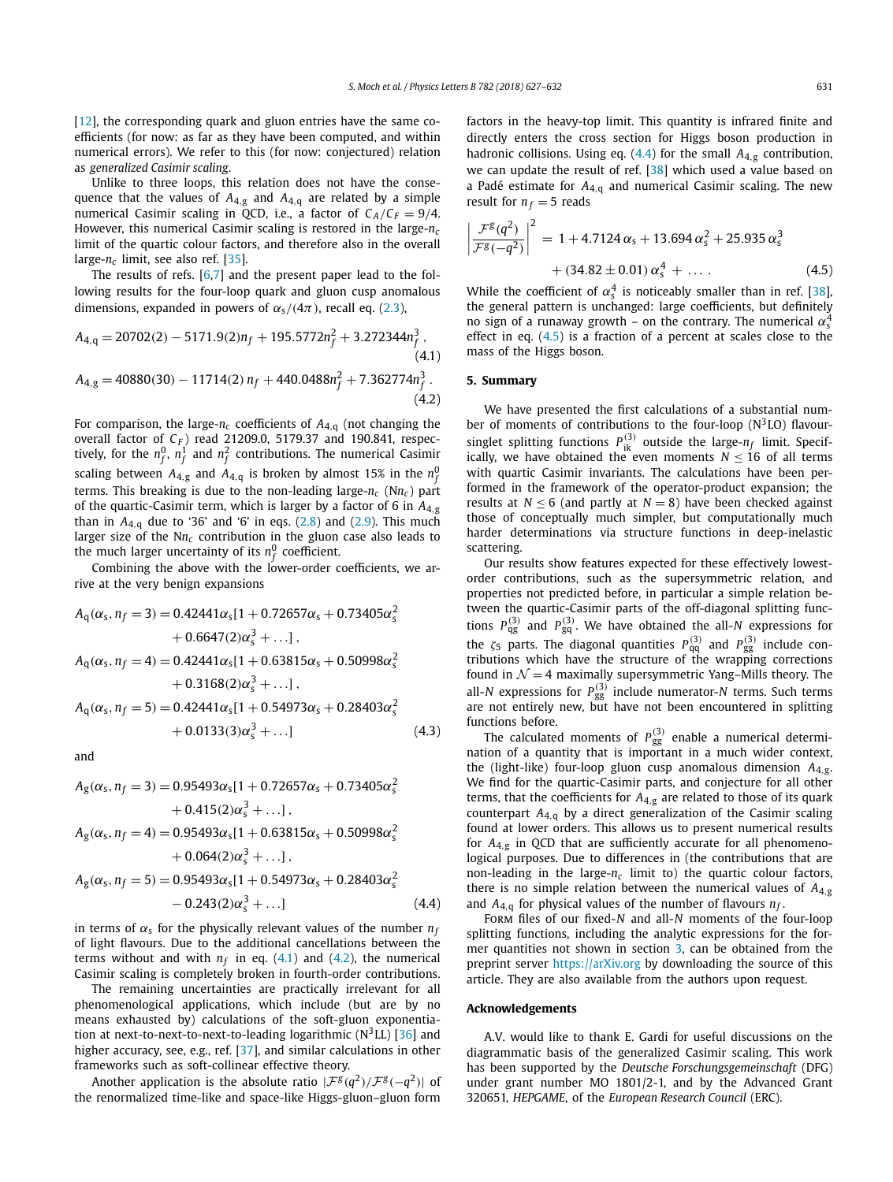[12], the corresponding quark and gluon entries have the same coefficients (for now: as far as they have been computed, and within numerical errors). We refer to this (for now: conjectured) relation as *generalized Casimir scaling*.

Unlike to three loops, this relation does not have the consequence that the values of $A_{4,\mathrm{g}}$ and $A_{4,\mathrm{q}}$ are related by a simple numerical Casimir scaling in QCD, i.e., a factor of $C_A/C_F = 9/4$. However, this numerical Casimir scaling is restored in the large-$n_c$ limit of the quartic colour factors, and therefore also in the overall large-$n_c$ limit, see also ref. [35].

The results of refs. [6,7] and the present paper lead to the following results for the four-loop quark and gluon cusp anomalous dimensions, expanded in powers of $\alpha_s/(4\pi)$, recall eq. (2.3),

$$A_{4,\mathrm{q}} = 20702(2) - 5171.9(2)n_f + 195.5772n_f^2 + 3.272344n_f^3\,, \tag{4.1}$$

$$A_{4,\mathrm{g}} = 40880(30) - 11714(2)\,n_f + 440.0488n_f^2 + 7.362774n_f^3\,. \tag{4.2}$$

For comparison, the large-$n_c$ coefficients of $A_{4,\mathrm{q}}$ (not changing the overall factor of $C_F$) read 21209.0, 5179.37 and 190.841, respectively, for the $n_f^0$, $n_f^1$ and $n_f^2$ contributions. The numerical Casimir scaling between $A_{4,\mathrm{g}}$ and $A_{4,\mathrm{q}}$ is broken by almost 15% in the $n_f^0$ terms. This breaking is due to the non-leading large-$n_c$ ($\mathrm{N}n_c$) part of the quartic-Casimir term, which is larger by a factor of 6 in $A_{4,\mathrm{g}}$ than in $A_{4,\mathrm{q}}$ due to '36' and '6' in eqs. (2.8) and (2.9). This much larger size of the $\mathrm{N}n_c$ contribution in the gluon case also leads to the much larger uncertainty of its $n_f^0$ coefficient.

Combining the above with the lower-order coefficients, we arrive at the very benign expansions

$$\begin{aligned}
A_{\mathrm{q}}(\alpha_s, n_f = 3) &= 0.42441\alpha_s[1 + 0.72657\alpha_s + 0.73405\alpha_s^2 \\
&\quad + 0.6647(2)\alpha_s^3 + \ldots]\,, \\
A_{\mathrm{q}}(\alpha_s, n_f = 4) &= 0.42441\alpha_s[1 + 0.63815\alpha_s + 0.50998\alpha_s^2 \\
&\quad + 0.3168(2)\alpha_s^3 + \ldots]\,, \\
A_{\mathrm{q}}(\alpha_s, n_f = 5) &= 0.42441\alpha_s[1 + 0.54973\alpha_s + 0.28403\alpha_s^2 \\
&\quad + 0.0133(3)\alpha_s^3 + \ldots]
\end{aligned} \tag{4.3}$$

and

$$\begin{aligned}
A_{\mathrm{g}}(\alpha_s, n_f = 3) &= 0.95493\alpha_s[1 + 0.72657\alpha_s + 0.73405\alpha_s^2 \\
&\quad + 0.415(2)\alpha_s^3 + \ldots]\,, \\
A_{\mathrm{g}}(\alpha_s, n_f = 4) &= 0.95493\alpha_s[1 + 0.63815\alpha_s + 0.50998\alpha_s^2 \\
&\quad + 0.064(2)\alpha_s^3 + \ldots]\,, \\
A_{\mathrm{g}}(\alpha_s, n_f = 5) &= 0.95493\alpha_s[1 + 0.54973\alpha_s + 0.28403\alpha_s^2 \\
&\quad - 0.243(2)\alpha_s^3 + \ldots]
\end{aligned} \tag{4.4}$$

in terms of $\alpha_s$ for the physically relevant values of the number $n_f$ of light flavours. Due to the additional cancellations between the terms without and with $n_f$ in eq. (4.1) and (4.2), the numerical Casimir scaling is completely broken in fourth-order contributions.

The remaining uncertainties are practically irrelevant for all phenomenological applications, which include (but are by no means exhausted by) calculations of the soft-gluon exponentiation at next-to-next-to-next-to-leading logarithmic ($\mathrm{N^3LL}$) [36] and higher accuracy, see, e.g., ref. [37], and similar calculations in other frameworks such as soft-collinear effective theory.

Another application is the absolute ratio $|\mathcal{F}^g(q^2)/\mathcal{F}^g(-q^2)|$ of the renormalized time-like and space-like Higgs-gluon-gluon form factors in the heavy-top limit. This quantity is infrared finite and directly enters the cross section for Higgs boson production in hadronic collisions. Using eq. (4.4) for the small $A_{4,\mathrm{g}}$ contribution, we can update the result of ref. [38] which used a value based on a Padé estimate for $A_{4,\mathrm{q}}$ and numerical Casimir scaling. The new result for $n_f = 5$ reads

$$\begin{aligned}
\left|\frac{\mathcal{F}^g(q^2)}{\mathcal{F}^g(-q^2)}\right|^2 &= 1 + 4.7124\,\alpha_s + 13.694\,\alpha_s^2 + 25.935\,\alpha_s^3 \\
&\quad + (34.82 \pm 0.01)\,\alpha_s^4 + \ldots\,.
\end{aligned} \tag{4.5}$$

While the coefficient of $\alpha_s^4$ is noticeably smaller than in ref. [38], the general pattern is unchanged: large coefficients, but definitely no sign of a runaway growth – on the contrary. The numerical $\alpha_s^4$ effect in eq. (4.5) is a fraction of a percent at scales close to the mass of the Higgs boson.

## 5. Summary

We have presented the first calculations of a substantial number of moments of contributions to the four-loop ($\mathrm{N^3LO}$) flavour-singlet splitting functions $P_{\mathrm{ik}}^{(3)}$ outside the large-$n_f$ limit. Specifically, we have obtained the even moments $N \le 16$ of all terms with quartic Casimir invariants. The calculations have been performed in the framework of the operator-product expansion; the results at $N \le 6$ (and partly at $N = 8$) have been checked against those of conceptually much simpler, but computationally much harder determinations via structure functions in deep-inelastic scattering.

Our results show features expected for these effectively lowest-order contributions, such as the supersymmetric relation, and properties not predicted before, in particular a simple relation between the quartic-Casimir parts of the off-diagonal splitting functions $P_{\mathrm{qg}}^{(3)}$ and $P_{\mathrm{gq}}^{(3)}$. We have obtained the all-$N$ expressions for the $\zeta_5$ parts. The diagonal quantities $P_{\mathrm{qq}}^{(3)}$ and $P_{\mathrm{gg}}^{(3)}$ include contributions which have the structure of the wrapping corrections found in $\mathcal{N} = 4$ maximally supersymmetric Yang–Mills theory. The all-$N$ expressions for $P_{\mathrm{gg}}^{(3)}$ include numerator-$N$ terms. Such terms are not entirely new, but have not been encountered in splitting functions before.

The calculated moments of $P_{\mathrm{gg}}^{(3)}$ enable a numerical determination of a quantity that is important in a much wider context, the (light-like) four-loop gluon cusp anomalous dimension $A_{4,\mathrm{g}}$. We find for the quartic-Casimir parts, and conjecture for all other terms, that the coefficients for $A_{4,\mathrm{g}}$ are related to those of its quark counterpart $A_{4,\mathrm{q}}$ by a direct generalization of the Casimir scaling found at lower orders. This allows us to present numerical results for $A_{4,\mathrm{g}}$ in QCD that are sufficiently accurate for all phenomenological purposes. Due to differences in (the contributions that are non-leading in the large-$n_c$ limit to) the quartic colour factors, there is no simple relation between the numerical values of $A_{4,\mathrm{g}}$ and $A_{4,\mathrm{q}}$ for physical values of the number of flavours $n_f$.

Form files of our fixed-$N$ and all-$N$ moments of the four-loop splitting functions, including the analytic expressions for the former quantities not shown in section 3, can be obtained from the preprint server https://arXiv.org by downloading the source of this article. They are also available from the authors upon request.

## Acknowledgements

A.V. would like to thank E. Gardi for useful discussions on the diagrammatic basis of the generalized Casimir scaling. This work has been supported by the *Deutsche Forschungsgemeinschaft* (DFG) under grant number MO 1801/2-1, and by the Advanced Grant 320651, *HEPGAME*, of the *European Research Council* (ERC).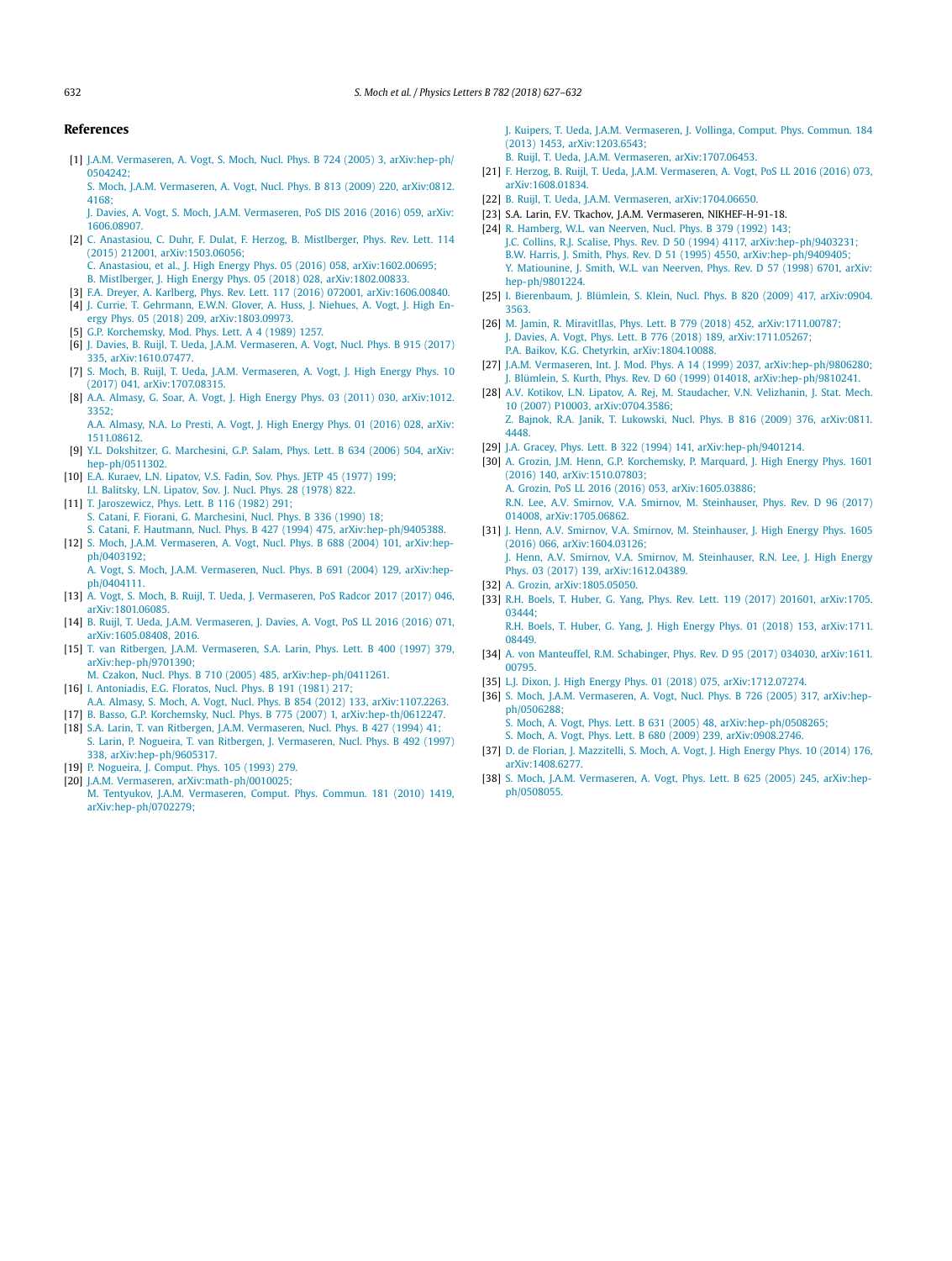## References

[1] J.A.M. Vermaseren, A. Vogt, S. Moch, Nucl. Phys. B 724 (2005) 3, arXiv:hep-ph/0504242;
S. Moch, J.A.M. Vermaseren, A. Vogt, Nucl. Phys. B 813 (2009) 220, arXiv:0812.4168;
J. Davies, A. Vogt, S. Moch, J.A.M. Vermaseren, PoS DIS 2016 (2016) 059, arXiv:1606.08907.

[2] C. Anastasiou, C. Duhr, F. Dulat, F. Herzog, B. Mistlberger, Phys. Rev. Lett. 114 (2015) 212001, arXiv:1503.06056;
C. Anastasiou, et al., J. High Energy Phys. 05 (2016) 058, arXiv:1602.00695;
B. Mistlberger, J. High Energy Phys. 05 (2018) 028, arXiv:1802.00833.

[3] F.A. Dreyer, A. Karlberg, Phys. Rev. Lett. 117 (2016) 072001, arXiv:1606.00840.

[4] J. Currie, T. Gehrmann, E.W.N. Glover, A. Huss, J. Niehues, A. Vogt, J. High Energy Phys. 05 (2018) 209, arXiv:1803.09973.

[5] G.P. Korchemsky, Mod. Phys. Lett. A 4 (1989) 1257.

[6] J. Davies, B. Ruijl, T. Ueda, J.A.M. Vermaseren, A. Vogt, Nucl. Phys. B 915 (2017) 335, arXiv:1610.07477.

[7] S. Moch, B. Ruijl, T. Ueda, J.A.M. Vermaseren, A. Vogt, J. High Energy Phys. 10 (2017) 041, arXiv:1707.08315.

[8] A.A. Almasy, G. Soar, A. Vogt, J. High Energy Phys. 03 (2011) 030, arXiv:1012.3352;
A.A. Almasy, N.A. Lo Presti, A. Vogt, J. High Energy Phys. 01 (2016) 028, arXiv:1511.08612.

[9] Y.L. Dokshitzer, G. Marchesini, G.P. Salam, Phys. Lett. B 634 (2006) 504, arXiv:hep-ph/0511302.

[10] E.A. Kuraev, L.N. Lipatov, V.S. Fadin, Sov. Phys. JETP 45 (1977) 199;
I.I. Balitsky, L.N. Lipatov, Sov. J. Nucl. Phys. 28 (1978) 822.

[11] T. Jaroszewicz, Phys. Lett. B 116 (1982) 291;
S. Catani, F. Fiorani, G. Marchesini, Nucl. Phys. B 336 (1990) 18;
S. Catani, F. Hautmann, Nucl. Phys. B 427 (1994) 475, arXiv:hep-ph/9405388.

[12] S. Moch, J.A.M. Vermaseren, A. Vogt, Nucl. Phys. B 688 (2004) 101, arXiv:hep-ph/0403192;
A. Vogt, S. Moch, J.A.M. Vermaseren, Nucl. Phys. B 691 (2004) 129, arXiv:hep-ph/0404111.

[13] A. Vogt, S. Moch, B. Ruijl, T. Ueda, J. Vermaseren, PoS Radcor 2017 (2017) 046, arXiv:1801.06085.

[14] B. Ruijl, T. Ueda, J.A.M. Vermaseren, J. Davies, A. Vogt, PoS LL 2016 (2016) 071, arXiv:1605.08408, 2016.

[15] T. van Ritbergen, J.A.M. Vermaseren, S.A. Larin, Phys. Lett. B 400 (1997) 379, arXiv:hep-ph/9701390;
M. Czakon, Nucl. Phys. B 710 (2005) 485, arXiv:hep-ph/0411261.

[16] I. Antoniadis, E.G. Floratos, Nucl. Phys. B 191 (1981) 217;
A.A. Almasy, S. Moch, A. Vogt, Nucl. Phys. B 854 (2012) 133, arXiv:1107.2263.

[17] B. Basso, G.P. Korchemsky, Nucl. Phys. B 775 (2007) 1, arXiv:hep-th/0612247.

[18] S.A. Larin, T. van Ritbergen, J.A.M. Vermaseren, Nucl. Phys. B 427 (1994) 41;
S. Larin, P. Nogueira, T. van Ritbergen, J. Vermaseren, Nucl. Phys. B 492 (1997) 338, arXiv:hep-ph/9605317.

[19] P. Nogueira, J. Comput. Phys. 105 (1993) 279.

[20] J.A.M. Vermaseren, arXiv:math-ph/0010025;
M. Tentyukov, J.A.M. Vermaseren, Comput. Phys. Commun. 181 (2010) 1419, arXiv:hep-ph/0702279;
J. Kuipers, T. Ueda, J.A.M. Vermaseren, J. Vollinga, Comput. Phys. Commun. 184 (2013) 1453, arXiv:1203.6543;
B. Ruijl, T. Ueda, J.A.M. Vermaseren, arXiv:1707.06453.

[21] F. Herzog, B. Ruijl, T. Ueda, J.A.M. Vermaseren, A. Vogt, PoS LL 2016 (2016) 073, arXiv:1608.01834.

[22] B. Ruijl, T. Ueda, J.A.M. Vermaseren, arXiv:1704.06650.

[23] S.A. Larin, F.V. Tkachov, J.A.M. Vermaseren, NIKHEF-H-91-18.

[24] R. Hamberg, W.L. van Neerven, Nucl. Phys. B 379 (1992) 143;
J.C. Collins, R.J. Scalise, Phys. Rev. D 50 (1994) 4117, arXiv:hep-ph/9403231;
B.W. Harris, J. Smith, Phys. Rev. D 51 (1995) 4550, arXiv:hep-ph/9409405;
Y. Matiounine, J. Smith, W.L. van Neerven, Phys. Rev. D 57 (1998) 6701, arXiv:hep-ph/9801224.

[25] I. Bierenbaum, J. Blümlein, S. Klein, Nucl. Phys. B 820 (2009) 417, arXiv:0904.3563.

[26] M. Jamin, R. Miravitllas, Phys. Lett. B 779 (2018) 452, arXiv:1711.00787;
J. Davies, A. Vogt, Phys. Lett. B 776 (2018) 189, arXiv:1711.05267;
P.A. Baikov, K.G. Chetyrkin, arXiv:1804.10088.

[27] J.A.M. Vermaseren, Int. J. Mod. Phys. A 14 (1999) 2037, arXiv:hep-ph/9806280;
J. Blümlein, S. Kurth, Phys. Rev. D 60 (1999) 014018, arXiv:hep-ph/9810241.

[28] A.V. Kotikov, L.N. Lipatov, A. Rej, M. Staudacher, V.N. Velizhanin, J. Stat. Mech. 10 (2007) P10003, arXiv:0704.3586;
Z. Bajnok, R.A. Janik, T. Lukowski, Nucl. Phys. B 816 (2009) 376, arXiv:0811.4448.

[29] J.A. Gracey, Phys. Lett. B 322 (1994) 141, arXiv:hep-ph/9401214.

[30] A. Grozin, J.M. Henn, G.P. Korchemsky, P. Marquard, J. High Energy Phys. 1601 (2016) 140, arXiv:1510.07803;
A. Grozin, PoS LL 2016 (2016) 053, arXiv:1605.03886;
R.N. Lee, A.V. Smirnov, V.A. Smirnov, M. Steinhauser, Phys. Rev. D 96 (2017) 014008, arXiv:1705.06862.

[31] J. Henn, A.V. Smirnov, V.A. Smirnov, M. Steinhauser, J. High Energy Phys. 1605 (2016) 066, arXiv:1604.03126;
J. Henn, A.V. Smirnov, V.A. Smirnov, M. Steinhauser, R.N. Lee, J. High Energy Phys. 03 (2017) 139, arXiv:1612.04389.

[32] A. Grozin, arXiv:1805.05050.

[33] R.H. Boels, T. Huber, G. Yang, Phys. Rev. Lett. 119 (2017) 201601, arXiv:1705.03444;
R.H. Boels, T. Huber, G. Yang, J. High Energy Phys. 01 (2018) 153, arXiv:1711.08449.

[34] A. von Manteuffel, R.M. Schabinger, Phys. Rev. D 95 (2017) 034030, arXiv:1611.00795.

[35] L.J. Dixon, J. High Energy Phys. 01 (2018) 075, arXiv:1712.07274.

[36] S. Moch, J.A.M. Vermaseren, A. Vogt, Nucl. Phys. B 726 (2005) 317, arXiv:hep-ph/0506288;
S. Moch, A. Vogt, Phys. Lett. B 631 (2005) 48, arXiv:hep-ph/0508265;
S. Moch, A. Vogt, Phys. Lett. B 680 (2009) 239, arXiv:0908.2746.

[37] D. de Florian, J. Mazzitelli, S. Moch, A. Vogt, J. High Energy Phys. 10 (2014) 176, arXiv:1408.6277.

[38] S. Moch, J.A.M. Vermaseren, A. Vogt, Phys. Lett. B 625 (2005) 245, arXiv:hep-ph/0508055.